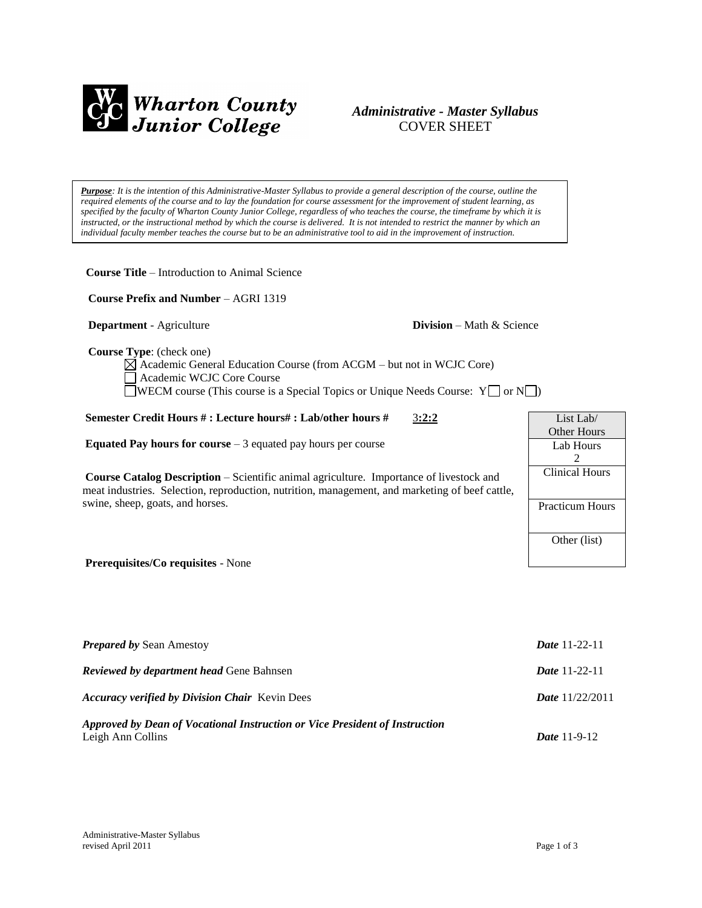**Wharton County Junior College**

# *Administrative - Master Syllabus*
COVER SHEET

***Purpose**: It is the intention of this Administrative-Master Syllabus to provide a general description of the course, outline the required elements of the course and to lay the foundation for course assessment for the improvement of student learning, as specified by the faculty of Wharton County Junior College, regardless of who teaches the course, the timeframe by which it is instructed, or the instructional method by which the course is delivered. It is not intended to restrict the manner by which an individual faculty member teaches the course but to be an administrative tool to aid in the improvement of instruction.*

**Course Title** – Introduction to Animal Science

**Course Prefix and Number** – AGRI 1319

**Department** - Agriculture **Division** – Math & Science

**Course Type**: (check one)

- ☒ Academic General Education Course (from ACGM – but not in WCJC Core)
- ☐ Academic WCJC Core Course
- ☐ WECM course (This course is a Special Topics or Unique Needs Course: Y☐ or N☐)

**Semester Credit Hours # : Lecture hours# : Lab/other hours #** 3**:2:2**

**Equated Pay hours for course** – 3 equated pay hours per course

**Course Catalog Description** – Scientific animal agriculture. Importance of livestock and meat industries. Selection, reproduction, nutrition, management, and marketing of beef cattle, swine, sheep, goats, and horses.

**Prerequisites/Co requisites** - None

| List Lab/ Other Hours |
|---|
| Lab Hours 2 |
| Clinical Hours |
| Practicum Hours |
| Other (list) |

***Prepared by*** Sean Amestoy ***Date*** 11-22-11

***Reviewed by department head*** Gene Bahnsen ***Date*** 11-22-11

***Accuracy verified by Division Chair*** Kevin Dees ***Date*** 11/22/2011

***Approved by Dean of Vocational Instruction or Vice President of Instruction***
Leigh Ann Collins ***Date*** 11-9-12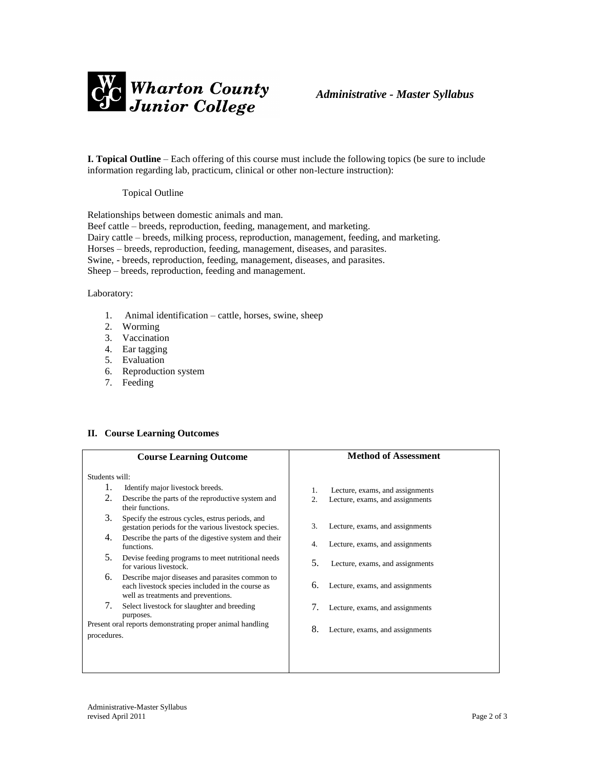**I. Topical Outline** – Each offering of this course must include the following topics (be sure to include information regarding lab, practicum, clinical or other non-lecture instruction):

Topical Outline

Relationships between domestic animals and man.
Beef cattle – breeds, reproduction, feeding, management, and marketing.
Dairy cattle – breeds, milking process, reproduction, management, feeding, and marketing.
Horses – breeds, reproduction, feeding, management, diseases, and parasites.
Swine, - breeds, reproduction, feeding, management, diseases, and parasites.
Sheep – breeds, reproduction, feeding and management.

Laboratory:

1. Animal identification – cattle, horses, swine, sheep
2. Worming
3. Vaccination
4. Ear tagging
5. Evaluation
6. Reproduction system
7. Feeding

## II. Course Learning Outcomes

| Course Learning Outcome | Method of Assessment |
|---|---|
| Students will: | |
| 1. Identify major livestock breeds. | 1. Lecture, exams, and assignments |
| 2. Describe the parts of the reproductive system and their functions. | 2. Lecture, exams, and assignments |
| 3. Specify the estrous cycles, estrus periods, and gestation periods for the various livestock species. | 3. Lecture, exams, and assignments |
| 4. Describe the parts of the digestive system and their functions. | 4. Lecture, exams, and assignments |
| 5. Devise feeding programs to meet nutritional needs for various livestock. | 5. Lecture, exams, and assignments |
| 6. Describe major diseases and parasites common to each livestock species included in the course as well as treatments and preventions. | 6. Lecture, exams, and assignments |
| 7. Select livestock for slaughter and breeding purposes. | 7. Lecture, exams, and assignments |
| Present oral reports demonstrating proper animal handling procedures. | 8. Lecture, exams, and assignments |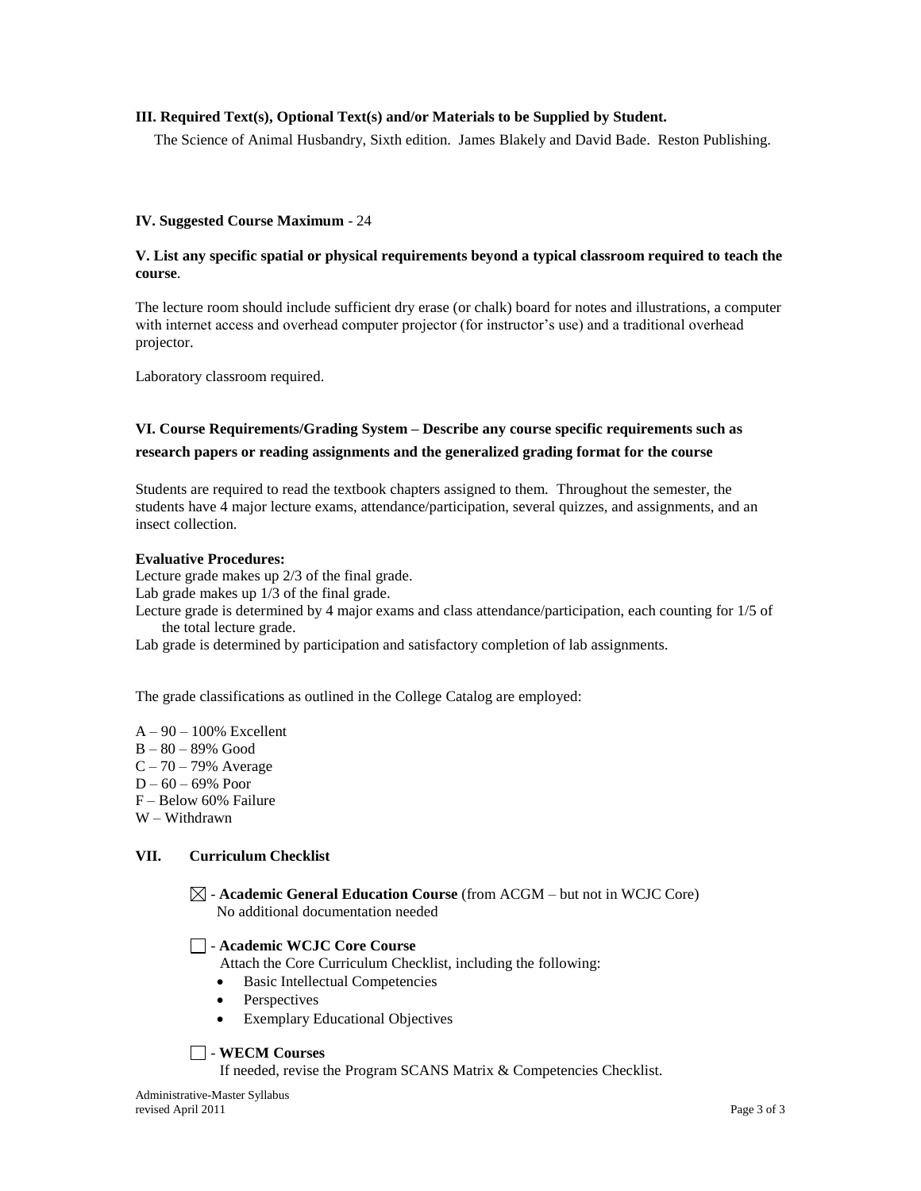**III. Required Text(s), Optional Text(s) and/or Materials to be Supplied by Student.**

The Science of Animal Husbandry, Sixth edition. James Blakely and David Bade. Reston Publishing.

**IV. Suggested Course Maximum** - 24

**V. List any specific spatial or physical requirements beyond a typical classroom required to teach the course**.

The lecture room should include sufficient dry erase (or chalk) board for notes and illustrations, a computer with internet access and overhead computer projector (for instructor's use) and a traditional overhead projector.

Laboratory classroom required.

**VI. Course Requirements/Grading System – Describe any course specific requirements such as research papers or reading assignments and the generalized grading format for the course**

Students are required to read the textbook chapters assigned to them. Throughout the semester, the students have 4 major lecture exams, attendance/participation, several quizzes, and assignments, and an insect collection.

**Evaluative Procedures:**

Lecture grade makes up 2/3 of the final grade.
Lab grade makes up 1/3 of the final grade.
Lecture grade is determined by 4 major exams and class attendance/participation, each counting for 1/5 of the total lecture grade.
Lab grade is determined by participation and satisfactory completion of lab assignments.

The grade classifications as outlined in the College Catalog are employed:

A – 90 – 100% Excellent
B – 80 – 89% Good
C – 70 – 79% Average
D – 60 – 69% Poor
F – Below 60% Failure
W – Withdrawn

**VII. Curriculum Checklist**

☒ - **Academic General Education Course** (from ACGM – but not in WCJC Core)
No additional documentation needed

☐ - **Academic WCJC Core Course**
Attach the Core Curriculum Checklist, including the following:

- Basic Intellectual Competencies
- Perspectives
- Exemplary Educational Objectives

☐ - **WECM Courses**
If needed, revise the Program SCANS Matrix & Competencies Checklist.